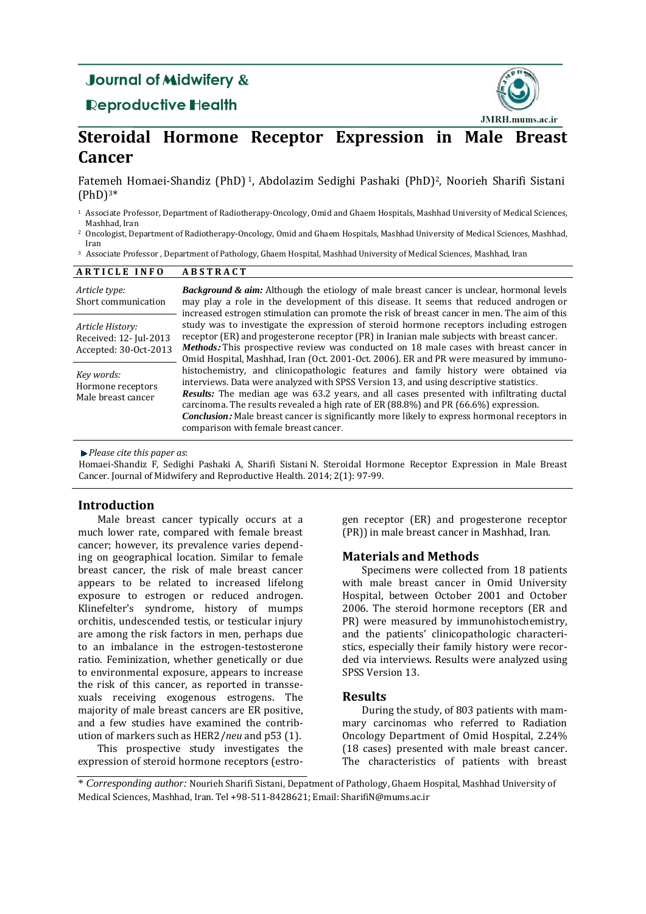# Steroidal Hormone Receptor Expression in Male Breast Cancer

Fatemeh Homaei-Shandiz (PhD) [1], Abdolazim Sedighi Pashaki (PhD)[2], Noorieh Sharifi Sistani (PhD)[3*]

[1] Associate Professor, Department of Radiotherapy-Oncology, Omid and Ghaem Hospitals, Mashhad University of Medical Sciences, Mashhad, Iran

[2] Oncologist, Department of Radiotherapy-Oncology, Omid and Ghaem Hospitals, Mashhad University of Medical Sciences, Mashhad, Iran

[3] Associate Professor , Department of Pathology, Ghaem Hospital, Mashhad University of Medical Sciences, Mashhad, Iran

**ARTICLE INFO**

*Article type:*
Short communication

*Article History:*
Received: 12- Jul-2013
Accepted: 30-Oct-2013

*Key words:*
Hormone receptors
Male breast cancer

**ABSTRACT**

***Background & aim:*** Although the etiology of male breast cancer is unclear, hormonal levels may play a role in the development of this disease. It seems that reduced androgen or increased estrogen stimulation can promote the risk of breast cancer in men. The aim of this study was to investigate the expression of steroid hormone receptors including estrogen receptor (ER) and progesterone receptor (PR) in Iranian male subjects with breast cancer.

***Methods:*** This prospective review was conducted on 18 male cases with breast cancer in Omid Hospital, Mashhad, Iran (Oct. 2001-Oct. 2006). ER and PR were measured by immunohistochemistry, and clinicopathologic features and family history were obtained via interviews. Data were analyzed with SPSS Version 13, and using descriptive statistics.

***Results:*** The median age was 63.2 years, and all cases presented with infiltrating ductal carcinoma. The results revealed a high rate of ER (88.8%) and PR (66.6%) expression.

***Conclusion:*** Male breast cancer is significantly more likely to express hormonal receptors in comparison with female breast cancer.

*Please cite this paper as*:
Homaei-Shandiz F, Sedighi Pashaki A, Sharifi Sistani N. Steroidal Hormone Receptor Expression in Male Breast Cancer. Journal of Midwifery and Reproductive Health. 2014; 2(1): 97-99.

## Introduction

Male breast cancer typically occurs at a much lower rate, compared with female breast cancer; however, its prevalence varies depending on geographical location. Similar to female breast cancer, the risk of male breast cancer appears to be related to increased lifelong exposure to estrogen or reduced androgen. Klinefelter's syndrome, history of mumps orchitis, undescended testis, or testicular injury are among the risk factors in men, perhaps due to an imbalance in the estrogen-testosterone ratio. Feminization, whether genetically or due to environmental exposure, appears to increase the risk of this cancer, as reported in transsexuals receiving exogenous estrogens. The majority of male breast cancers are ER positive, and a few studies have examined the contribution of markers such as HER2/*neu* and p53 (1).

This prospective study investigates the expression of steroid hormone receptors (estrogen receptor (ER) and progesterone receptor (PR)) in male breast cancer in Mashhad, Iran.

## Materials and Methods

Specimens were collected from 18 patients with male breast cancer in Omid University Hospital, between October 2001 and October 2006. The steroid hormone receptors (ER and PR) were measured by immunohistochemistry, and the patients' clinicopathologic characteristics, especially their family history were recorded via interviews. Results were analyzed using SPSS Version 13.

## Results

During the study, of 803 patients with mammary carcinomas who referred to Radiation Oncology Department of Omid Hospital, 2.24% (18 cases) presented with male breast cancer. The characteristics of patients with breast

\* *Corresponding author:* Nourieh Sharifi Sistani, Depatment of Pathology, Ghaem Hospital, Mashhad University of Medical Sciences, Mashhad, Iran. Tel +98-511-8428621; Email: SharifiN@mums.ac.ir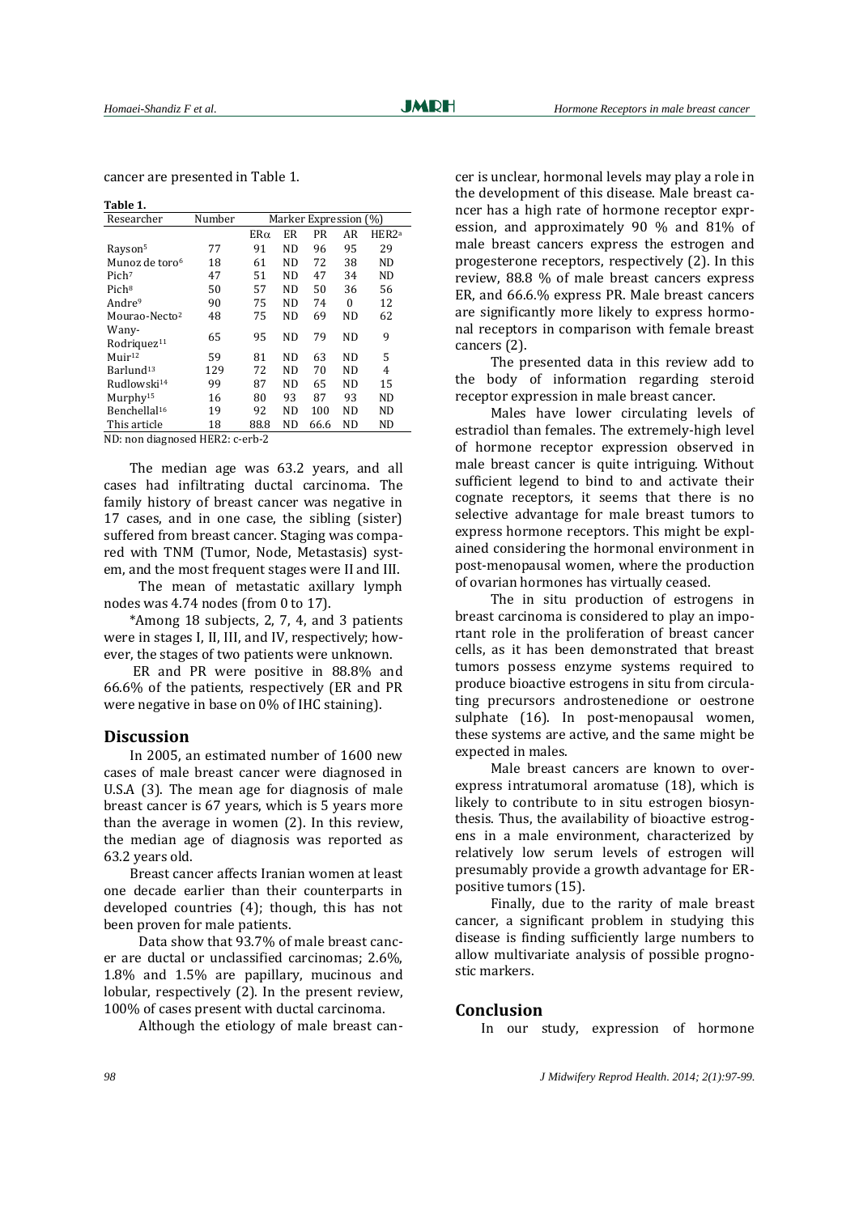cancer are presented in Table 1.

**Table 1.**

| Researcher | Number | Marker Expression (%) | | | | |
|---|---|---|---|---|---|---|
| | | ERα | ER | PR | AR | HER2[a] |
| Rayson[5] | 77 | 91 | ND | 96 | 95 | 29 |
| Munoz de toro[6] | 18 | 61 | ND | 72 | 38 | ND |
| Pich[7] | 47 | 51 | ND | 47 | 34 | ND |
| Pich[8] | 50 | 57 | ND | 50 | 36 | 56 |
| Andre[9] | 90 | 75 | ND | 74 | 0 | 12 |
| Mourao-Necto[2] | 48 | 75 | ND | 69 | ND | 62 |
| Wany-Rodriquez[11] | 65 | 95 | ND | 79 | ND | 9 |
| Muir[12] | 59 | 81 | ND | 63 | ND | 5 |
| Barlund[13] | 129 | 72 | ND | 70 | ND | 4 |
| Rudlowski[14] | 99 | 87 | ND | 65 | ND | 15 |
| Murphy[15] | 16 | 80 | 93 | 87 | 93 | ND |
| Benchellal[16] | 19 | 92 | ND | 100 | ND | ND |
| This article | 18 | 88.8 | ND | 66.6 | ND | ND |

ND: non diagnosed HER2: c-erb-2

The median age was 63.2 years, and all cases had infiltrating ductal carcinoma. The family history of breast cancer was negative in 17 cases, and in one case, the sibling (sister) suffered from breast cancer. Staging was compared with TNM (Tumor, Node, Metastasis) system, and the most frequent stages were II and III.

The mean of metastatic axillary lymph nodes was 4.74 nodes (from 0 to 17).

*Among 18 subjects, 2, 7, 4, and 3 patients were in stages I, II, III, and IV, respectively; however, the stages of two patients were unknown.

ER and PR were positive in 88.8% and 66.6% of the patients, respectively (ER and PR were negative in base on 0% of IHC staining).

## Discussion

In 2005, an estimated number of 1600 new cases of male breast cancer were diagnosed in U.S.A (3). The mean age for diagnosis of male breast cancer is 67 years, which is 5 years more than the average in women (2). In this review, the median age of diagnosis was reported as 63.2 years old.

Breast cancer affects Iranian women at least one decade earlier than their counterparts in developed countries (4); though, this has not been proven for male patients.

Data show that 93.7% of male breast cancer are ductal or unclassified carcinomas; 2.6%, 1.8% and 1.5% are papillary, mucinous and lobular, respectively (2). In the present review, 100% of cases present with ductal carcinoma.

Although the etiology of male breast cancer is unclear, hormonal levels may play a role in the development of this disease. Male breast cancer has a high rate of hormone receptor expression, and approximately 90 % and 81% of male breast cancers express the estrogen and progesterone receptors, respectively (2). In this review, 88.8 % of male breast cancers express ER, and 66.6.% express PR. Male breast cancers are significantly more likely to express hormonal receptors in comparison with female breast cancers (2).

The presented data in this review add to the body of information regarding steroid receptor expression in male breast cancer.

Males have lower circulating levels of estradiol than females. The extremely-high level of hormone receptor expression observed in male breast cancer is quite intriguing. Without sufficient legend to bind to and activate their cognate receptors, it seems that there is no selective advantage for male breast tumors to express hormone receptors. This might be explained considering the hormonal environment in post-menopausal women, where the production of ovarian hormones has virtually ceased.

The in situ production of estrogens in breast carcinoma is considered to play an important role in the proliferation of breast cancer cells, as it has been demonstrated that breast tumors possess enzyme systems required to produce bioactive estrogens in situ from circulating precursors androstenedione or oestrone sulphate (16). In post-menopausal women, these systems are active, and the same might be expected in males.

Male breast cancers are known to overexpress intratumoral aromatuse (18), which is likely to contribute to in situ estrogen biosynthesis. Thus, the availability of bioactive estrogens in a male environment, characterized by relatively low serum levels of estrogen will presumably provide a growth advantage for ER-positive tumors (15).

Finally, due to the rarity of male breast cancer, a significant problem in studying this disease is finding sufficiently large numbers to allow multivariate analysis of possible prognostic markers.

## Conclusion

In our study, expression of hormone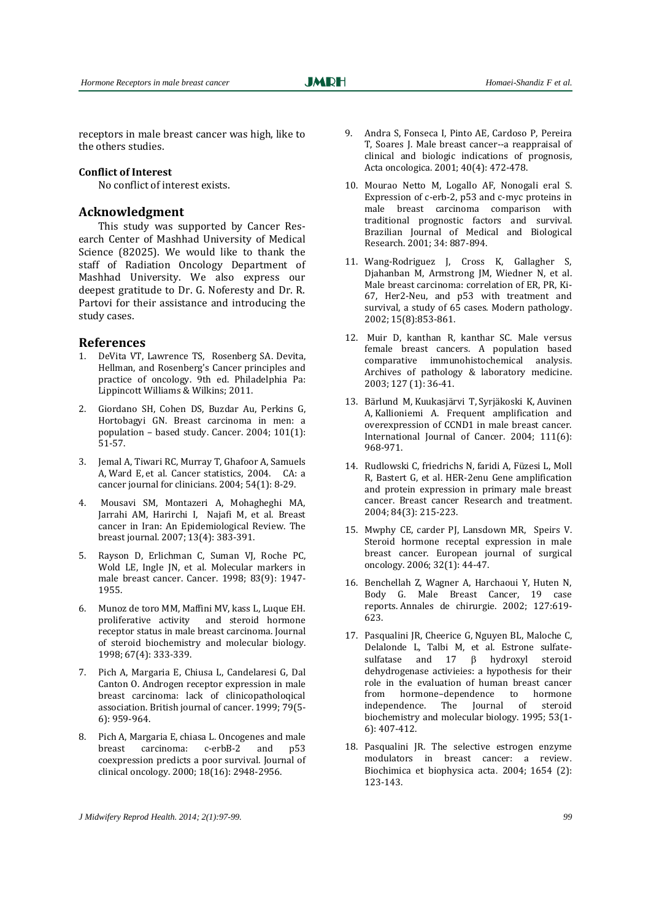receptors in male breast cancer was high, like to the others studies.

**Conflict of Interest**

No conflict of interest exists.

## Acknowledgment

This study was supported by Cancer Research Center of Mashhad University of Medical Science (82025). We would like to thank the staff of Radiation Oncology Department of Mashhad University. We also express our deepest gratitude to Dr. G. Noferesty and Dr. R. Partovi for their assistance and introducing the study cases.

## References

1. DeVita VT, Lawrence TS, Rosenberg SA. Devita, Hellman, and Rosenberg's Cancer principles and practice of oncology. 9th ed. Philadelphia Pa: Lippincott Williams & Wilkins; 2011.
2. Giordano SH, Cohen DS, Buzdar Au, Perkins G, Hortobagyi GN. Breast carcinoma in men: a population – based study. Cancer. 2004; 101(1): 51-57.
3. Jemal A, Tiwari RC, Murray T, Ghafoor A, Samuels A, Ward E, et al. Cancer statistics, 2004. CA: a cancer journal for clinicians. 2004; 54(1): 8-29.
4. Mousavi SM, Montazeri A, Mohagheghi MA, Jarrahi AM, Harirchi I, Najafi M, et al. Breast cancer in Iran: An Epidemiological Review. The breast journal. 2007; 13(4): 383-391.
5. Rayson D, Erlichman C, Suman VJ, Roche PC, Wold LE, Ingle JN, et al. Molecular markers in male breast cancer. Cancer. 1998; 83(9): 1947-1955.
6. Munoz de toro MM, Maffini MV, kass L, Luque EH. proliferative activity and steroid hormone receptor status in male breast carcinoma. Journal of steroid biochemistry and molecular biology. 1998; 67(4): 333-339.
7. Pich A, Margaria E, Chiusa L, Candelaresi G, Dal Canton O. Androgen receptor expression in male breast carcinoma: lack of clinicopatholoqical association. British journal of cancer. 1999; 79(5-6): 959-964.
8. Pich A, Margaria E, chiasa L. Oncogenes and male breast carcinoma: c-erbB-2 and p53 coexpression predicts a poor survival. Journal of clinical oncology. 2000; 18(16): 2948-2956.
9. Andra S, Fonseca I, Pinto AE, Cardoso P, Pereira T, Soares J. Male breast cancer--a reappraisal of clinical and biologic indications of prognosis, Acta oncologica. 2001; 40(4): 472-478.
10. Mourao Netto M, Logallo AF, Nonogali eral S. Expression of c-erb-2, p53 and c-myc proteins in male breast carcinoma comparison with traditional prognostic factors and survival. Brazilian Journal of Medical and Biological Research. 2001; 34: 887-894.
11. Wang-Rodriguez J, Cross K, Gallagher S, Djahanban M, Armstrong JM, Wiedner N, et al. Male breast carcinoma: correlation of ER, PR, Ki-67, Her2-Neu, and p53 with treatment and survival, a study of 65 cases. Modern pathology. 2002; 15(8):853-861.
12. Muir D, kanthan R, kanthar SC. Male versus female breast cancers. A population based comparative immunohistochemical analysis. Archives of pathology & laboratory medicine. 2003; 127 (1): 36-41.
13. Bärlund M, Kuukasjärvi T, Syrjäkoski K, Auvinen A, Kallioniemi A. Frequent amplification and overexpression of CCND1 in male breast cancer. International Journal of Cancer. 2004; 111(6): 968-971.
14. Rudlowski C, friedrichs N, faridi A, Füzesi L, Moll R, Bastert G, et al. HER-2enu Gene amplification and protein expression in primary male breast cancer. Breast cancer Research and treatment. 2004; 84(3): 215-223.
15. Mwphy CE, carder PJ, Lansdown MR, Speirs V. Steroid hormone receptal expression in male breast cancer. European journal of surgical oncology. 2006; 32(1): 44-47.
16. Benchellah Z, Wagner A, Harchaoui Y, Huten N, Body G. Male Breast Cancer, 19 case reports. Annales de chirurgie. 2002; 127:619-623.
17. Pasqualini JR, Cheerice G, Nguyen BL, Maloche C, Delalonde L, Talbi M, et al. Estrone sulfate-sulfatase and 17 β hydroxyl steroid dehydrogenase activieies: a hypothesis for their role in the evaluation of human breast cancer from hormone–dependence to hormone independence. The Journal of steroid biochemistry and molecular biology. 1995; 53(1-6): 407-412.
18. Pasqualini JR. The selective estrogen enzyme modulators in breast cancer: a review. Biochimica et biophysica acta. 2004; 1654 (2): 123-143.